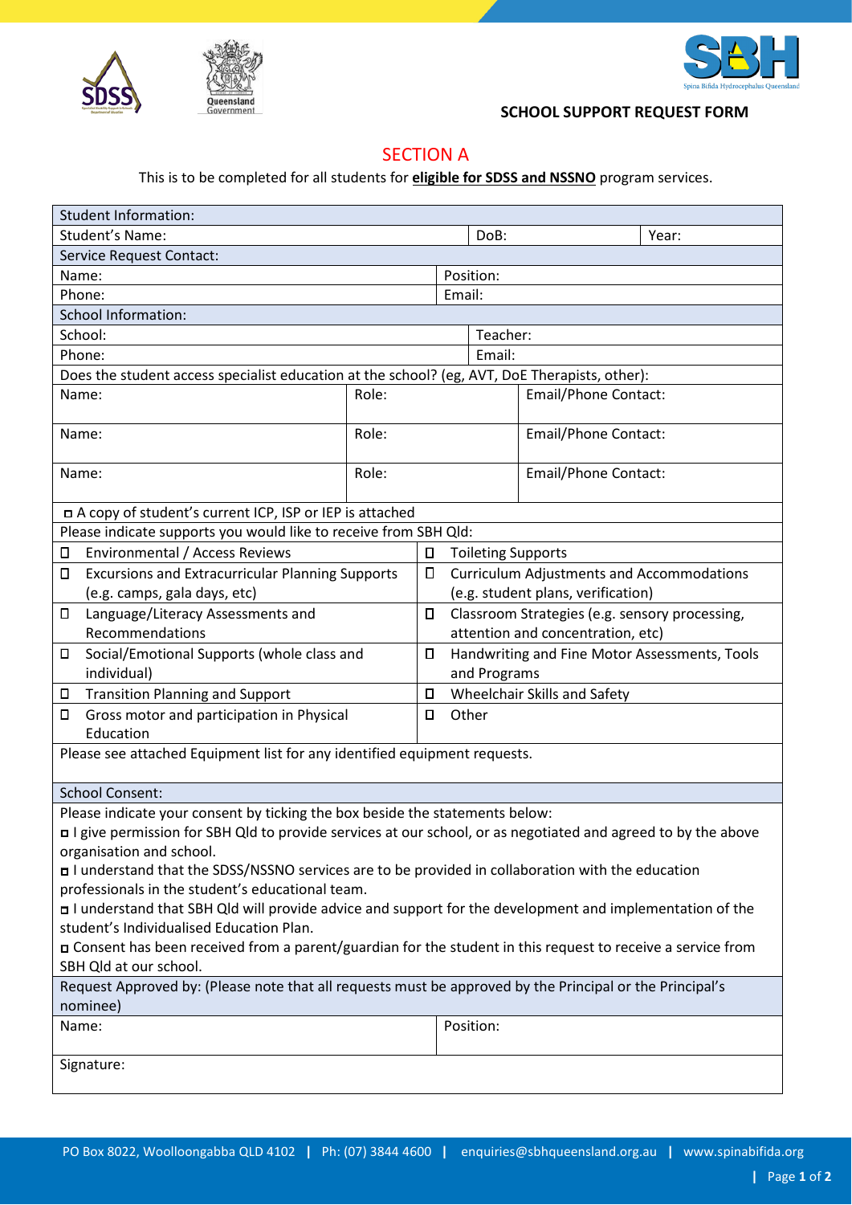**SCHOOL SUPPORT REQUEST FORM**

## SECTION A

This is to be completed for all students for **eligible for SDSS and NSSNO** program services.

| Student Information: | | | |
|---|---|---|---|
| Student's Name: | | DoB: | Year: |
| **Service Request Contact:** | | | |
| Name: | | Position: | |
| Phone: | | Email: | |
| **School Information:** | | | |
| School: | | Teacher: | |
| Phone: | | Email: | |
| Does the student access specialist education at the school? (eg, AVT, DoE Therapists, other): | | | |
| Name: | Role: | Email/Phone Contact: | |
| Name: | Role: | Email/Phone Contact: | |
| Name: | Role: | Email/Phone Contact: | |
| ☐ A copy of student's current ICP, ISP or IEP is attached | | | |
| Please indicate supports you would like to receive from SBH Qld: | | | |
| ☐ Environmental / Access Reviews | | ☐ Toileting Supports | |
| ☐ Excursions and Extracurricular Planning Supports (e.g. camps, gala days, etc) | | ☐ Curriculum Adjustments and Accommodations (e.g. student plans, verification) | |
| ☐ Language/Literacy Assessments and Recommendations | | ☐ Classroom Strategies (e.g. sensory processing, attention and concentration, etc) | |
| ☐ Social/Emotional Supports (whole class and individual) | | ☐ Handwriting and Fine Motor Assessments, Tools and Programs | |
| ☐ Transition Planning and Support | | ☐ Wheelchair Skills and Safety | |
| ☐ Gross motor and participation in Physical Education | | ☐ Other | |
| Please see attached Equipment list for any identified equipment requests. | | | |
| **School Consent:** | | | |
| Please indicate your consent by ticking the box beside the statements below:<br>☐ I give permission for SBH Qld to provide services at our school, or as negotiated and agreed to by the above organisation and school.<br>☐ I understand that the SDSS/NSSNO services are to be provided in collaboration with the education professionals in the student's educational team.<br>☐ I understand that SBH Qld will provide advice and support for the development and implementation of the student's Individualised Education Plan.<br>☐ Consent has been received from a parent/guardian for the student in this request to receive a service from SBH Qld at our school. | | | |
| Request Approved by: (Please note that all requests must be approved by the Principal or the Principal's nominee) | | | |
| Name: | | Position: | |
| Signature: | | | |

PO Box 8022, Woolloongabba QLD 4102 | Ph: (07) 3844 4600 | enquiries@sbhqueensland.org.au | www.spinabifida.org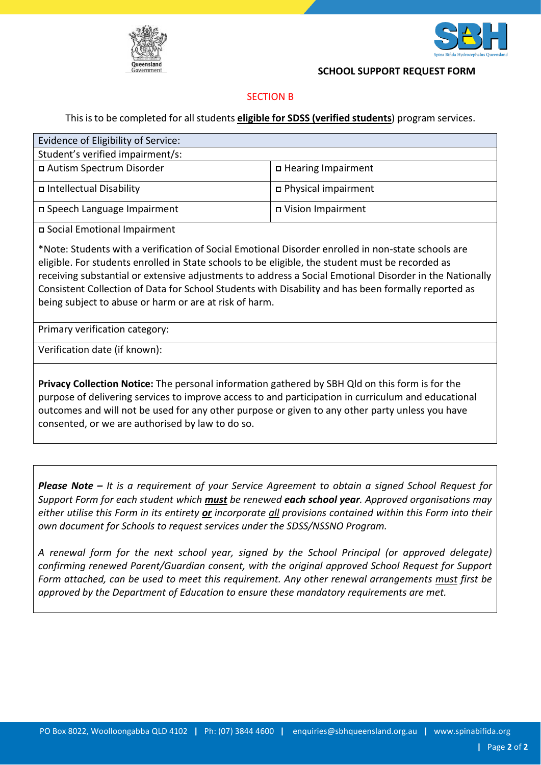**SCHOOL SUPPORT REQUEST FORM**

## SECTION B

This is to be completed for all students **eligible for SDSS (verified students**) program services.

| Evidence of Eligibility of Service: | |
|---|---|
| Student's verified impairment/s: | |
| ◻ Autism Spectrum Disorder | ◻ Hearing Impairment |
| ◻ Intellectual Disability | ◻ Physical impairment |
| ◻ Speech Language Impairment | ◻ Vision Impairment |
| ◻ Social Emotional Impairment<br><br>*Note: Students with a verification of Social Emotional Disorder enrolled in non-state schools are eligible. For students enrolled in State schools to be eligible, the student must be recorded as receiving substantial or extensive adjustments to address a Social Emotional Disorder in the Nationally Consistent Collection of Data for School Students with Disability and has been formally reported as being subject to abuse or harm or are at risk of harm. | |
| Primary verification category: | |
| Verification date (if known): | |
| **Privacy Collection Notice:** The personal information gathered by SBH Qld on this form is for the purpose of delivering services to improve access to and participation in curriculum and educational outcomes and will not be used for any other purpose or given to any other party unless you have consented, or we are authorised by law to do so. | |

***Please Note –*** *It is a requirement of your Service Agreement to obtain a signed School Request for Support Form for each student which* ***must*** *be renewed* ***each school year****. Approved organisations may either utilise this Form in its entirety* ***or*** *incorporate all provisions contained within this Form into their own document for Schools to request services under the SDSS/NSSNO Program.*

*A renewal form for the next school year, signed by the School Principal (or approved delegate) confirming renewed Parent/Guardian consent, with the original approved School Request for Support Form attached, can be used to meet this requirement. Any other renewal arrangements must first be approved by the Department of Education to ensure these mandatory requirements are met.*

PO Box 8022, Woolloongabba QLD 4102 | Ph: (07) 3844 4600 | enquiries@sbhqueensland.org.au | www.spinabifida.org